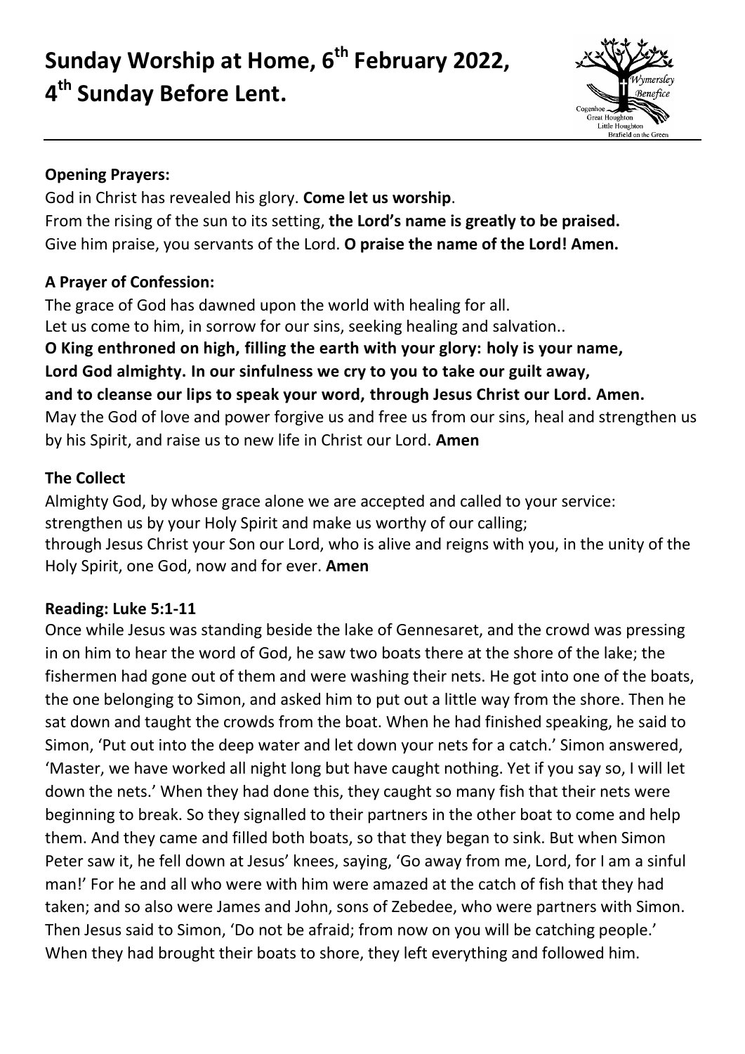# Sunday Worship at Home, 6th February 2022, 4th Sunday Before Lent.

**Opening Prayers:**

God in Christ has revealed his glory. **Come let us worship**.
From the rising of the sun to its setting, **the Lord's name is greatly to be praised.**
Give him praise, you servants of the Lord. **O praise the name of the Lord! Amen.**

**A Prayer of Confession:**

The grace of God has dawned upon the world with healing for all.
Let us come to him, in sorrow for our sins, seeking healing and salvation..
**O King enthroned on high, filling the earth with your glory: holy is your name, Lord God almighty. In our sinfulness we cry to you to take our guilt away, and to cleanse our lips to speak your word, through Jesus Christ our Lord. Amen.**
May the God of love and power forgive us and free us from our sins, heal and strengthen us by his Spirit, and raise us to new life in Christ our Lord. **Amen**

**The Collect**

Almighty God, by whose grace alone we are accepted and called to your service:
strengthen us by your Holy Spirit and make us worthy of our calling;
through Jesus Christ your Son our Lord, who is alive and reigns with you, in the unity of the Holy Spirit, one God, now and for ever. **Amen**

**Reading: Luke 5:1-11**

Once while Jesus was standing beside the lake of Gennesaret, and the crowd was pressing in on him to hear the word of God, he saw two boats there at the shore of the lake; the fishermen had gone out of them and were washing their nets. He got into one of the boats, the one belonging to Simon, and asked him to put out a little way from the shore. Then he sat down and taught the crowds from the boat. When he had finished speaking, he said to Simon, 'Put out into the deep water and let down your nets for a catch.' Simon answered, 'Master, we have worked all night long but have caught nothing. Yet if you say so, I will let down the nets.' When they had done this, they caught so many fish that their nets were beginning to break. So they signalled to their partners in the other boat to come and help them. And they came and filled both boats, so that they began to sink. But when Simon Peter saw it, he fell down at Jesus' knees, saying, 'Go away from me, Lord, for I am a sinful man!' For he and all who were with him were amazed at the catch of fish that they had taken; and so also were James and John, sons of Zebedee, who were partners with Simon. Then Jesus said to Simon, 'Do not be afraid; from now on you will be catching people.' When they had brought their boats to shore, they left everything and followed him.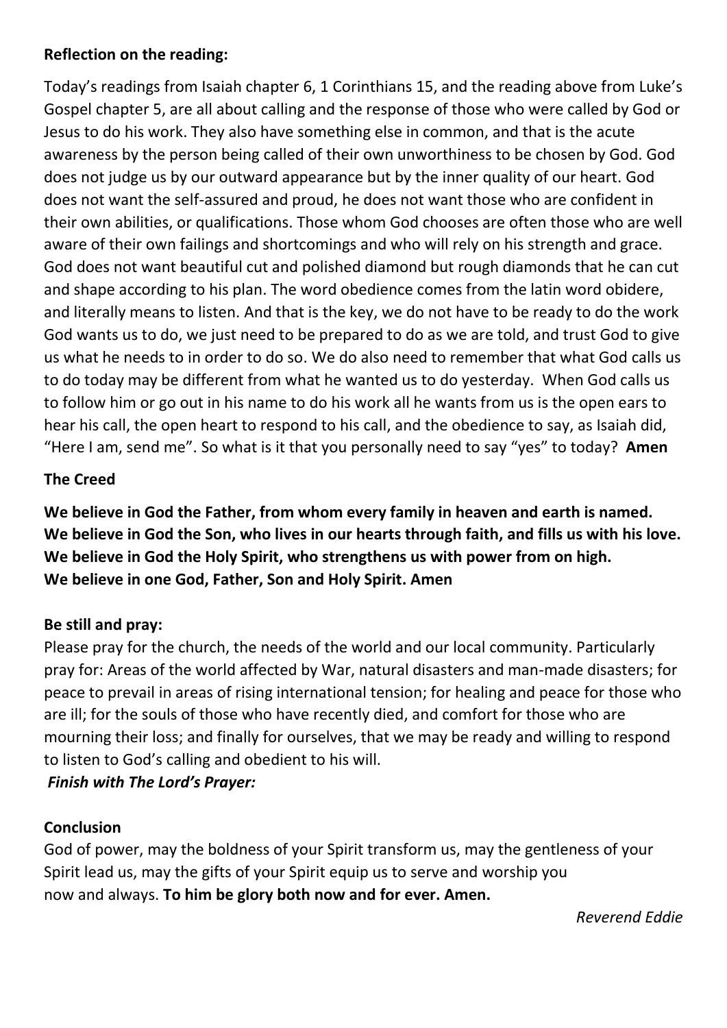**Reflection on the reading:**

Today's readings from Isaiah chapter 6, 1 Corinthians 15, and the reading above from Luke's Gospel chapter 5, are all about calling and the response of those who were called by God or Jesus to do his work. They also have something else in common, and that is the acute awareness by the person being called of their own unworthiness to be chosen by God. God does not judge us by our outward appearance but by the inner quality of our heart. God does not want the self-assured and proud, he does not want those who are confident in their own abilities, or qualifications. Those whom God chooses are often those who are well aware of their own failings and shortcomings and who will rely on his strength and grace. God does not want beautiful cut and polished diamond but rough diamonds that he can cut and shape according to his plan. The word obedience comes from the latin word obidere, and literally means to listen. And that is the key, we do not have to be ready to do the work God wants us to do, we just need to be prepared to do as we are told, and trust God to give us what he needs to in order to do so. We do also need to remember that what God calls us to do today may be different from what he wanted us to do yesterday. When God calls us to follow him or go out in his name to do his work all he wants from us is the open ears to hear his call, the open heart to respond to his call, and the obedience to say, as Isaiah did, "Here I am, send me". So what is it that you personally need to say "yes" to today? **Amen**

**The Creed**

**We believe in God the Father, from whom every family in heaven and earth is named.**
**We believe in God the Son, who lives in our hearts through faith, and fills us with his love.**
**We believe in God the Holy Spirit, who strengthens us with power from on high.**
**We believe in one God, Father, Son and Holy Spirit. Amen**

**Be still and pray:**

Please pray for the church, the needs of the world and our local community. Particularly pray for: Areas of the world affected by War, natural disasters and man-made disasters; for peace to prevail in areas of rising international tension; for healing and peace for those who are ill; for the souls of those who have recently died, and comfort for those who are mourning their loss; and finally for ourselves, that we may be ready and willing to respond to listen to God's calling and obedient to his will.

***Finish with The Lord's Prayer:***

**Conclusion**

God of power, may the boldness of your Spirit transform us, may the gentleness of your Spirit lead us, may the gifts of your Spirit equip us to serve and worship you now and always. **To him be glory both now and for ever. Amen.**

*Reverend Eddie*